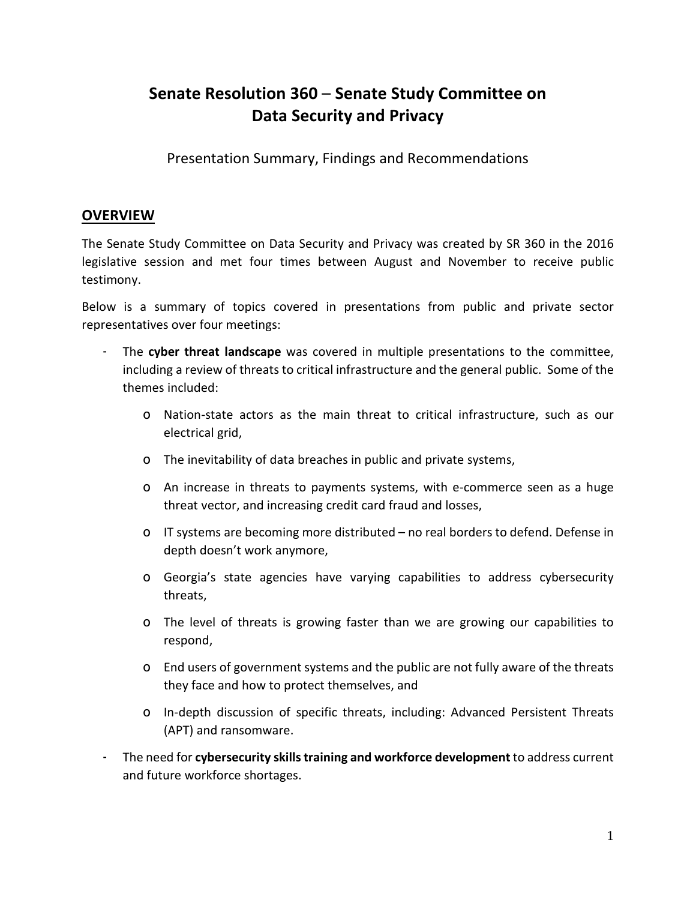# Senate Resolution 360 – Senate Study Committee on Data Security and Privacy

Presentation Summary, Findings and Recommendations

## OVERVIEW

The Senate Study Committee on Data Security and Privacy was created by SR 360 in the 2016 legislative session and met four times between August and November to receive public testimony.

Below is a summary of topics covered in presentations from public and private sector representatives over four meetings:

- The **cyber threat landscape** was covered in multiple presentations to the committee, including a review of threats to critical infrastructure and the general public. Some of the themes included:
  - Nation-state actors as the main threat to critical infrastructure, such as our electrical grid,
  - The inevitability of data breaches in public and private systems,
  - An increase in threats to payments systems, with e-commerce seen as a huge threat vector, and increasing credit card fraud and losses,
  - IT systems are becoming more distributed – no real borders to defend. Defense in depth doesn't work anymore,
  - Georgia's state agencies have varying capabilities to address cybersecurity threats,
  - The level of threats is growing faster than we are growing our capabilities to respond,
  - End users of government systems and the public are not fully aware of the threats they face and how to protect themselves, and
  - In-depth discussion of specific threats, including: Advanced Persistent Threats (APT) and ransomware.
- The need for **cybersecurity skills training and workforce development** to address current and future workforce shortages.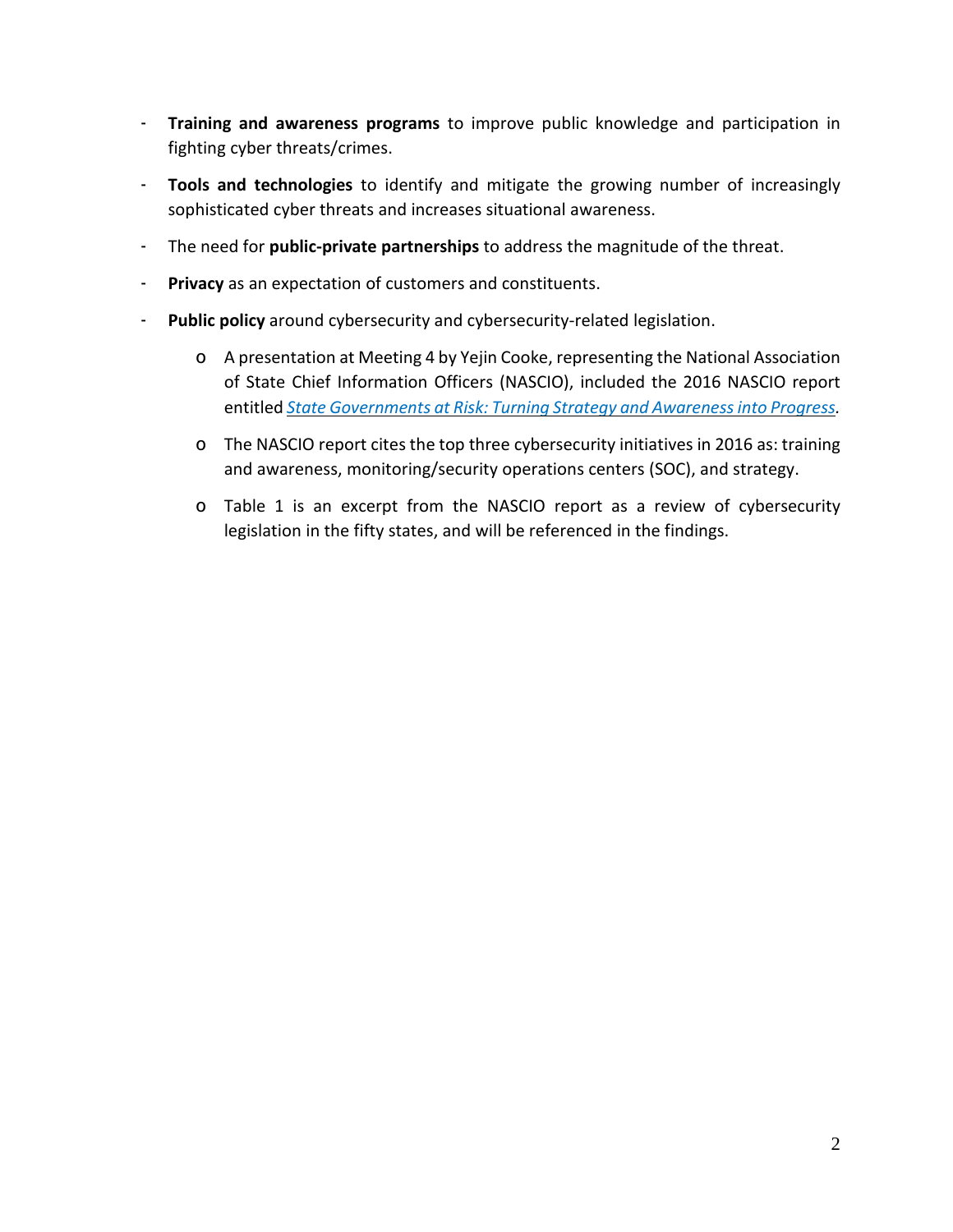- **Training and awareness programs** to improve public knowledge and participation in fighting cyber threats/crimes.
- **Tools and technologies** to identify and mitigate the growing number of increasingly sophisticated cyber threats and increases situational awareness.
- The need for **public-private partnerships** to address the magnitude of the threat.
- **Privacy** as an expectation of customers and constituents.
- **Public policy** around cybersecurity and cybersecurity-related legislation.
  - A presentation at Meeting 4 by Yejin Cooke, representing the National Association of State Chief Information Officers (NASCIO), included the 2016 NASCIO report entitled *State Governments at Risk: Turning Strategy and Awareness into Progress*.
  - The NASCIO report cites the top three cybersecurity initiatives in 2016 as: training and awareness, monitoring/security operations centers (SOC), and strategy.
  - Table 1 is an excerpt from the NASCIO report as a review of cybersecurity legislation in the fifty states, and will be referenced in the findings.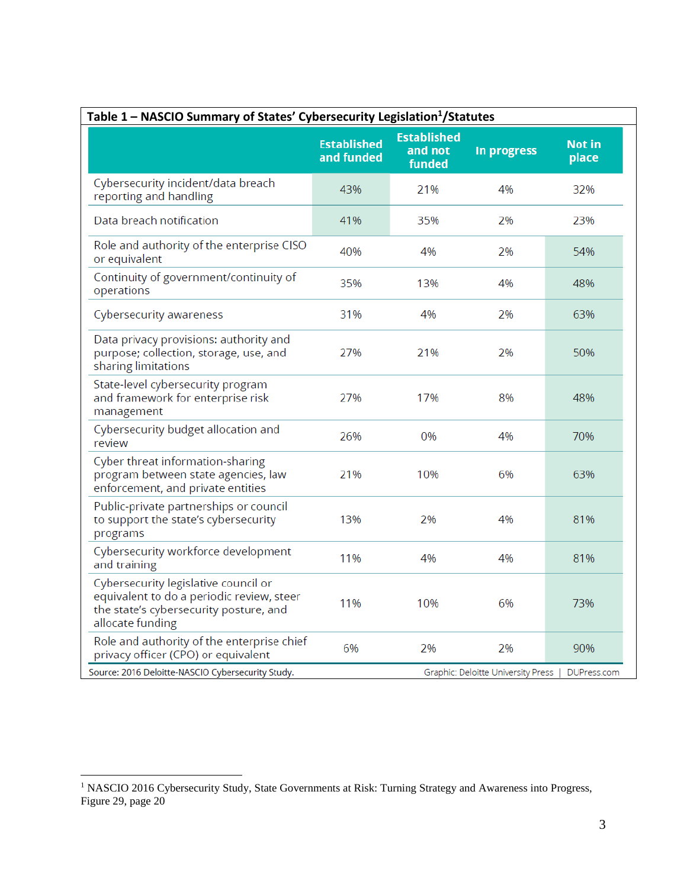**Table 1 – NASCIO Summary of States' Cybersecurity Legislation[1]/Statutes**

| | Established and funded | Established and not funded | In progress | Not in place |
|---|---|---|---|---|
| Cybersecurity incident/data breach reporting and handling | 43% | 21% | 4% | 32% |
| Data breach notification | 41% | 35% | 2% | 23% |
| Role and authority of the enterprise CISO or equivalent | 40% | 4% | 2% | 54% |
| Continuity of government/continuity of operations | 35% | 13% | 4% | 48% |
| Cybersecurity awareness | 31% | 4% | 2% | 63% |
| Data privacy provisions: authority and purpose; collection, storage, use, and sharing limitations | 27% | 21% | 2% | 50% |
| State-level cybersecurity program and framework for enterprise risk management | 27% | 17% | 8% | 48% |
| Cybersecurity budget allocation and review | 26% | 0% | 4% | 70% |
| Cyber threat information-sharing program between state agencies, law enforcement, and private entities | 21% | 10% | 6% | 63% |
| Public-private partnerships or council to support the state's cybersecurity programs | 13% | 2% | 4% | 81% |
| Cybersecurity workforce development and training | 11% | 4% | 4% | 81% |
| Cybersecurity legislative council or equivalent to do a periodic review, steer the state's cybersecurity posture, and allocate funding | 11% | 10% | 6% | 73% |
| Role and authority of the enterprise chief privacy officer (CPO) or equivalent | 6% | 2% | 2% | 90% |

Source: 2016 Deloitte-NASCIO Cybersecurity Study.    Graphic: Deloitte University Press | DUPress.com

---

[1] NASCIO 2016 Cybersecurity Study, State Governments at Risk: Turning Strategy and Awareness into Progress, Figure 29, page 20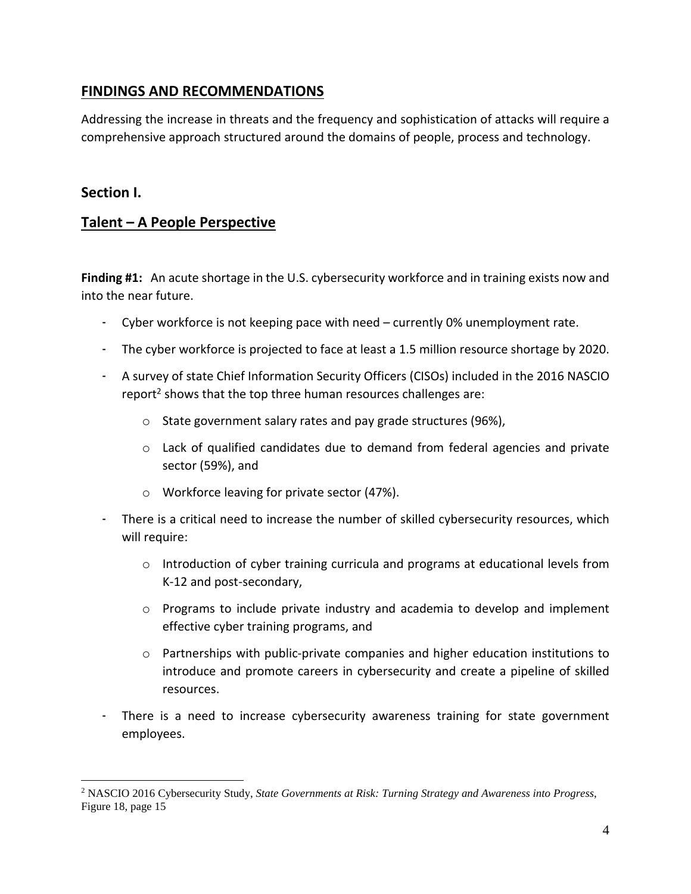## FINDINGS AND RECOMMENDATIONS

Addressing the increase in threats and the frequency and sophistication of attacks will require a comprehensive approach structured around the domains of people, process and technology.

## Section I.

## Talent – A People Perspective

**Finding #1:** An acute shortage in the U.S. cybersecurity workforce and in training exists now and into the near future.

- Cyber workforce is not keeping pace with need – currently 0% unemployment rate.
- The cyber workforce is projected to face at least a 1.5 million resource shortage by 2020.
- A survey of state Chief Information Security Officers (CISOs) included in the 2016 NASCIO report[2] shows that the top three human resources challenges are:
    - State government salary rates and pay grade structures (96%),
    - Lack of qualified candidates due to demand from federal agencies and private sector (59%), and
    - Workforce leaving for private sector (47%).
- There is a critical need to increase the number of skilled cybersecurity resources, which will require:
    - Introduction of cyber training curricula and programs at educational levels from K-12 and post-secondary,
    - Programs to include private industry and academia to develop and implement effective cyber training programs, and
    - Partnerships with public-private companies and higher education institutions to introduce and promote careers in cybersecurity and create a pipeline of skilled resources.
- There is a need to increase cybersecurity awareness training for state government employees.

[2] NASCIO 2016 Cybersecurity Study, *State Governments at Risk: Turning Strategy and Awareness into Progress*, Figure 18, page 15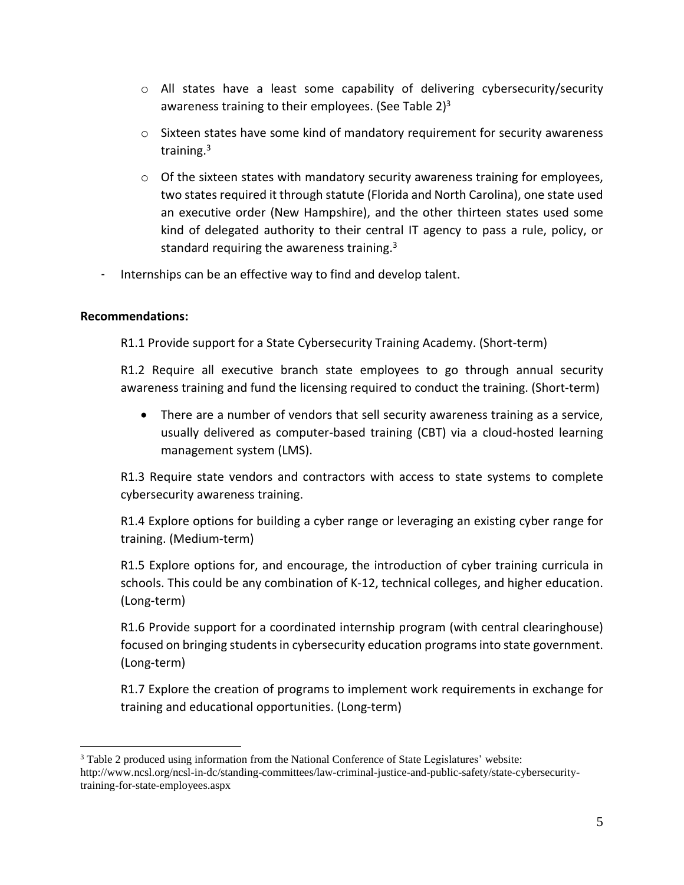- All states have a least some capability of delivering cybersecurity/security awareness training to their employees. (See Table 2)[3]
  - Sixteen states have some kind of mandatory requirement for security awareness training.[3]
  - Of the sixteen states with mandatory security awareness training for employees, two states required it through statute (Florida and North Carolina), one state used an executive order (New Hampshire), and the other thirteen states used some kind of delegated authority to their central IT agency to pass a rule, policy, or standard requiring the awareness training.[3]

- Internships can be an effective way to find and develop talent.

**Recommendations:**

R1.1 Provide support for a State Cybersecurity Training Academy. (Short-term)

R1.2 Require all executive branch state employees to go through annual security awareness training and fund the licensing required to conduct the training. (Short-term)

- There are a number of vendors that sell security awareness training as a service, usually delivered as computer-based training (CBT) via a cloud-hosted learning management system (LMS).

R1.3 Require state vendors and contractors with access to state systems to complete cybersecurity awareness training.

R1.4 Explore options for building a cyber range or leveraging an existing cyber range for training. (Medium-term)

R1.5 Explore options for, and encourage, the introduction of cyber training curricula in schools. This could be any combination of K-12, technical colleges, and higher education. (Long-term)

R1.6 Provide support for a coordinated internship program (with central clearinghouse) focused on bringing students in cybersecurity education programs into state government. (Long-term)

R1.7 Explore the creation of programs to implement work requirements in exchange for training and educational opportunities. (Long-term)

---

[3] Table 2 produced using information from the National Conference of State Legislatures' website: http://www.ncsl.org/ncsl-in-dc/standing-committees/law-criminal-justice-and-public-safety/state-cybersecurity-training-for-state-employees.aspx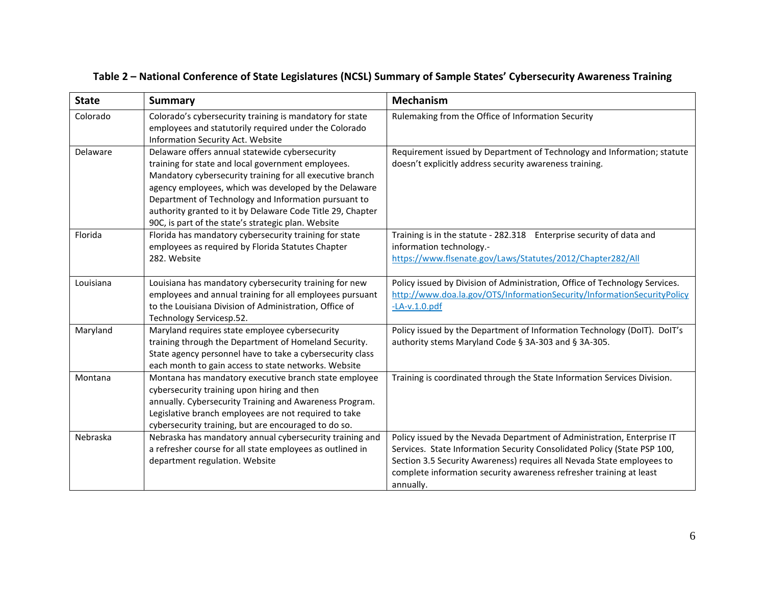**Table 2 – National Conference of State Legislatures (NCSL) Summary of Sample States' Cybersecurity Awareness Training**

| State | Summary | Mechanism |
|---|---|---|
| Colorado | Colorado's cybersecurity training is mandatory for state employees and statutorily required under the Colorado Information Security Act. Website | Rulemaking from the Office of Information Security |
| Delaware | Delaware offers annual statewide cybersecurity training for state and local government employees. Mandatory cybersecurity training for all executive branch agency employees, which was developed by the Delaware Department of Technology and Information pursuant to authority granted to it by Delaware Code Title 29, Chapter 90C, is part of the state's strategic plan. Website | Requirement issued by Department of Technology and Information; statute doesn't explicitly address security awareness training. |
| Florida | Florida has mandatory cybersecurity training for state employees as required by Florida Statutes Chapter 282. Website | Training is in the statute - 282.318 Enterprise security of data and information technology.- https://www.flsenate.gov/Laws/Statutes/2012/Chapter282/All |
| Louisiana | Louisiana has mandatory cybersecurity training for new employees and annual training for all employees pursuant to the Louisiana Division of Administration, Office of Technology Servicesp.52. | Policy issued by Division of Administration, Office of Technology Services. http://www.doa.la.gov/OTS/InformationSecurity/InformationSecurityPolicy-LA-v.1.0.pdf |
| Maryland | Maryland requires state employee cybersecurity training through the Department of Homeland Security. State agency personnel have to take a cybersecurity class each month to gain access to state networks. Website | Policy issued by the Department of Information Technology (DoIT). DoIT's authority stems Maryland Code § 3A-303 and § 3A-305. |
| Montana | Montana has mandatory executive branch state employee cybersecurity training upon hiring and then annually. Cybersecurity Training and Awareness Program. Legislative branch employees are not required to take cybersecurity training, but are encouraged to do so. | Training is coordinated through the State Information Services Division. |
| Nebraska | Nebraska has mandatory annual cybersecurity training and a refresher course for all state employees as outlined in department regulation. Website | Policy issued by the Nevada Department of Administration, Enterprise IT Services. State Information Security Consolidated Policy (State PSP 100, Section 3.5 Security Awareness) requires all Nevada State employees to complete information security awareness refresher training at least annually. |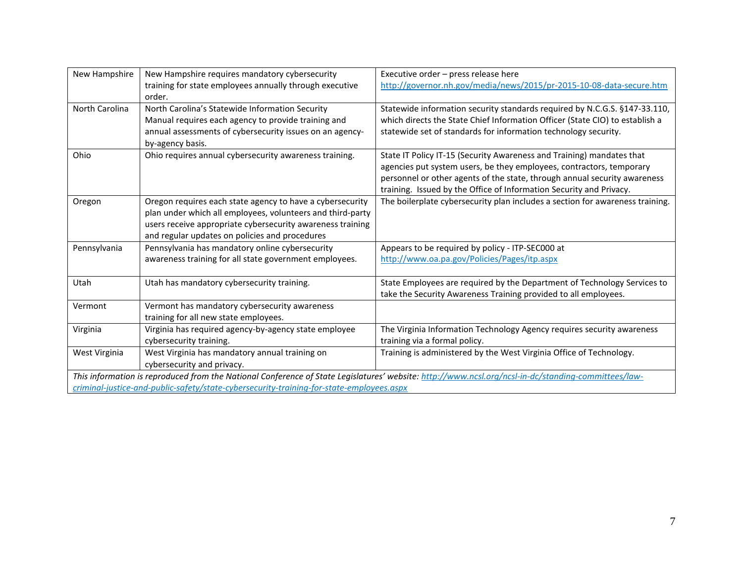| | | |
|---|---|---|
| New Hampshire | New Hampshire requires mandatory cybersecurity training for state employees annually through executive order. | Executive order – press release here http://governor.nh.gov/media/news/2015/pr-2015-10-08-data-secure.htm |
| North Carolina | North Carolina's Statewide Information Security Manual requires each agency to provide training and annual assessments of cybersecurity issues on an agency-by-agency basis. | Statewide information security standards required by N.C.G.S. §147-33.110, which directs the State Chief Information Officer (State CIO) to establish a statewide set of standards for information technology security. |
| Ohio | Ohio requires annual cybersecurity awareness training. | State IT Policy IT-15 (Security Awareness and Training) mandates that agencies put system users, be they employees, contractors, temporary personnel or other agents of the state, through annual security awareness training. Issued by the Office of Information Security and Privacy. |
| Oregon | Oregon requires each state agency to have a cybersecurity plan under which all employees, volunteers and third-party users receive appropriate cybersecurity awareness training and regular updates on policies and procedures | The boilerplate cybersecurity plan includes a section for awareness training. |
| Pennsylvania | Pennsylvania has mandatory online cybersecurity awareness training for all state government employees. | Appears to be required by policy - ITP-SEC000 at http://www.oa.pa.gov/Policies/Pages/itp.aspx |
| Utah | Utah has mandatory cybersecurity training. | State Employees are required by the Department of Technology Services to take the Security Awareness Training provided to all employees. |
| Vermont | Vermont has mandatory cybersecurity awareness training for all new state employees. | |
| Virginia | Virginia has required agency-by-agency state employee cybersecurity training. | The Virginia Information Technology Agency requires security awareness training via a formal policy. |
| West Virginia | West Virginia has mandatory annual training on cybersecurity and privacy. | Training is administered by the West Virginia Office of Technology. |

*This information is reproduced from the National Conference of State Legislatures' website: http://www.ncsl.org/ncsl-in-dc/standing-committees/law-criminal-justice-and-public-safety/state-cybersecurity-training-for-state-employees.aspx*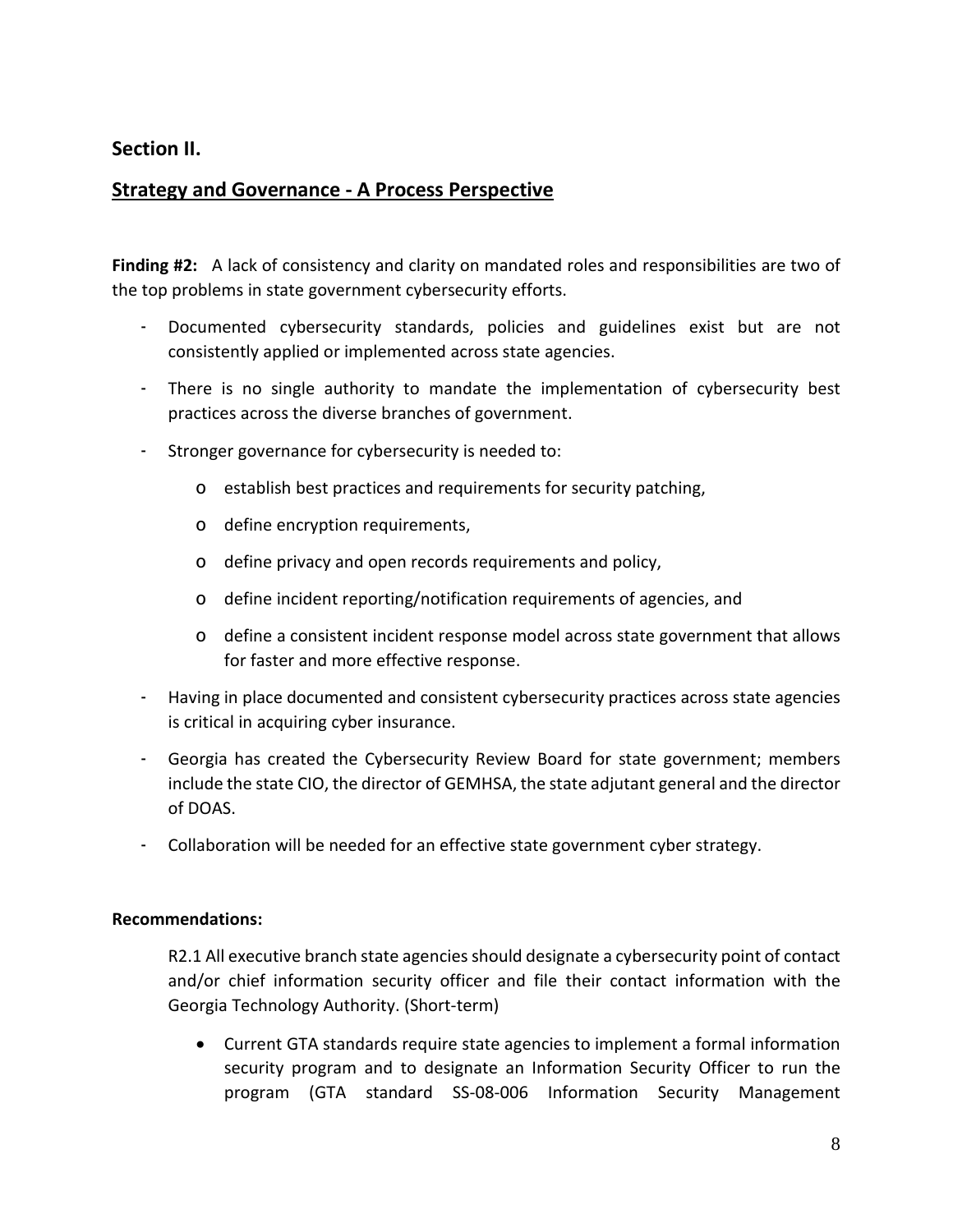## Section II.

## Strategy and Governance - A Process Perspective

**Finding #2:** A lack of consistency and clarity on mandated roles and responsibilities are two of the top problems in state government cybersecurity efforts.

- Documented cybersecurity standards, policies and guidelines exist but are not consistently applied or implemented across state agencies.
- There is no single authority to mandate the implementation of cybersecurity best practices across the diverse branches of government.
- Stronger governance for cybersecurity is needed to:
    - establish best practices and requirements for security patching,
    - define encryption requirements,
    - define privacy and open records requirements and policy,
    - define incident reporting/notification requirements of agencies, and
    - define a consistent incident response model across state government that allows for faster and more effective response.
- Having in place documented and consistent cybersecurity practices across state agencies is critical in acquiring cyber insurance.
- Georgia has created the Cybersecurity Review Board for state government; members include the state CIO, the director of GEMHSA, the state adjutant general and the director of DOAS.
- Collaboration will be needed for an effective state government cyber strategy.

**Recommendations:**

R2.1 All executive branch state agencies should designate a cybersecurity point of contact and/or chief information security officer and file their contact information with the Georgia Technology Authority. (Short-term)

- Current GTA standards require state agencies to implement a formal information security program and to designate an Information Security Officer to run the program (GTA standard SS-08-006 Information Security Management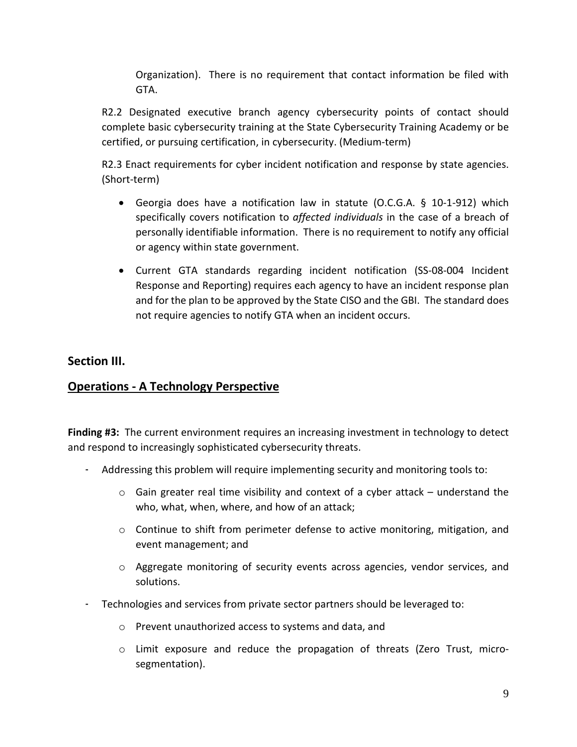Organization). There is no requirement that contact information be filed with GTA.

R2.2 Designated executive branch agency cybersecurity points of contact should complete basic cybersecurity training at the State Cybersecurity Training Academy or be certified, or pursuing certification, in cybersecurity. (Medium-term)

R2.3 Enact requirements for cyber incident notification and response by state agencies. (Short-term)

- Georgia does have a notification law in statute (O.C.G.A. § 10-1-912) which specifically covers notification to *affected individuals* in the case of a breach of personally identifiable information. There is no requirement to notify any official or agency within state government.
- Current GTA standards regarding incident notification (SS-08-004 Incident Response and Reporting) requires each agency to have an incident response plan and for the plan to be approved by the State CISO and the GBI. The standard does not require agencies to notify GTA when an incident occurs.

## Section III.

## <u>Operations - A Technology Perspective</u>

**Finding #3:** The current environment requires an increasing investment in technology to detect and respond to increasingly sophisticated cybersecurity threats.

- Addressing this problem will require implementing security and monitoring tools to:
  - Gain greater real time visibility and context of a cyber attack – understand the who, what, when, where, and how of an attack;
  - Continue to shift from perimeter defense to active monitoring, mitigation, and event management; and
  - Aggregate monitoring of security events across agencies, vendor services, and solutions.
- Technologies and services from private sector partners should be leveraged to:
  - Prevent unauthorized access to systems and data, and
  - Limit exposure and reduce the propagation of threats (Zero Trust, micro-segmentation).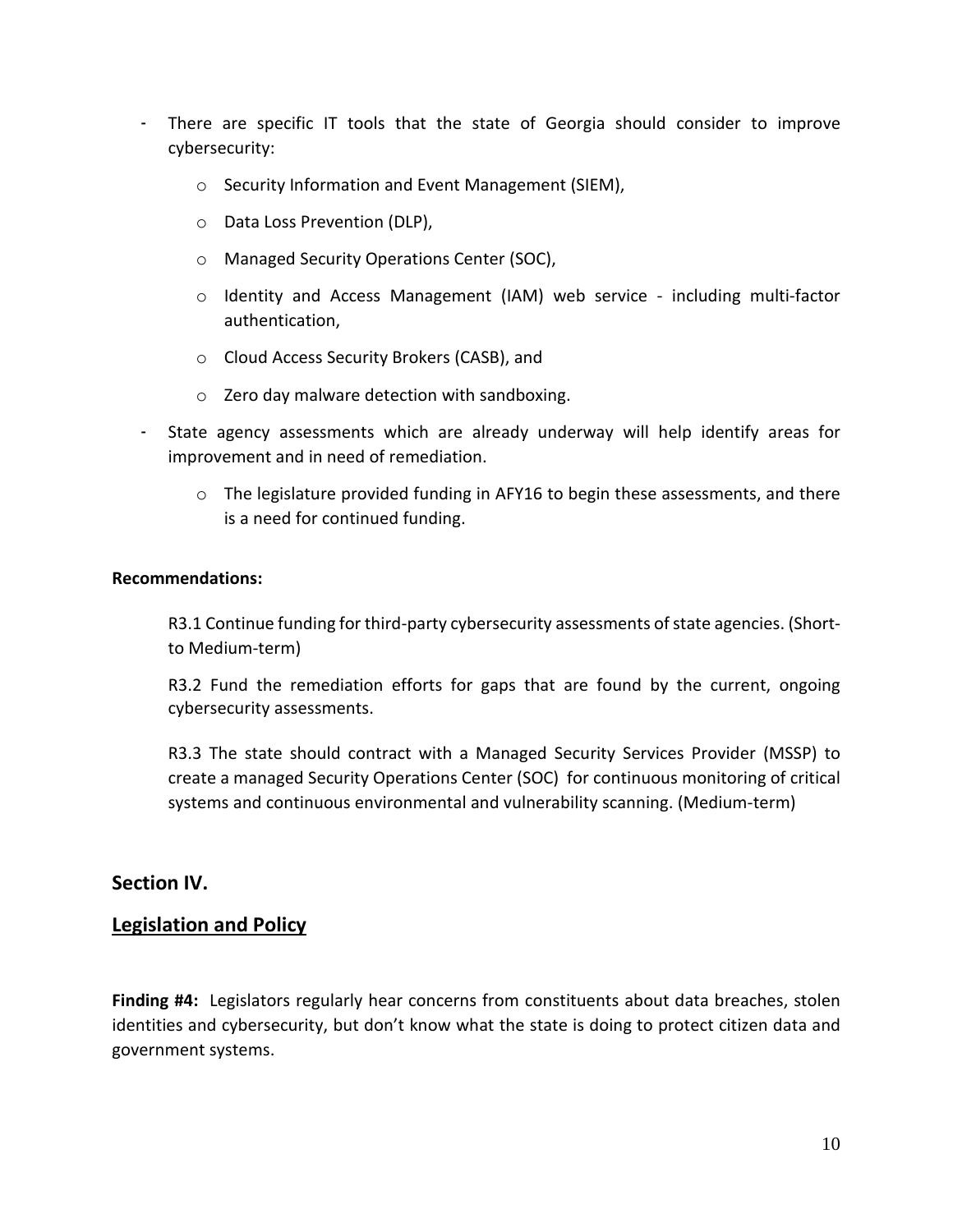- There are specific IT tools that the state of Georgia should consider to improve cybersecurity:
    - Security Information and Event Management (SIEM),
    - Data Loss Prevention (DLP),
    - Managed Security Operations Center (SOC),
    - Identity and Access Management (IAM) web service - including multi-factor authentication,
    - Cloud Access Security Brokers (CASB), and
    - Zero day malware detection with sandboxing.
- State agency assessments which are already underway will help identify areas for improvement and in need of remediation.
    - The legislature provided funding in AFY16 to begin these assessments, and there is a need for continued funding.

**Recommendations:**

R3.1 Continue funding for third-party cybersecurity assessments of state agencies. (Short- to Medium-term)

R3.2 Fund the remediation efforts for gaps that are found by the current, ongoing cybersecurity assessments.

R3.3 The state should contract with a Managed Security Services Provider (MSSP) to create a managed Security Operations Center (SOC) for continuous monitoring of critical systems and continuous environmental and vulnerability scanning. (Medium-term)

## Section IV.

## Legislation and Policy

**Finding #4:** Legislators regularly hear concerns from constituents about data breaches, stolen identities and cybersecurity, but don't know what the state is doing to protect citizen data and government systems.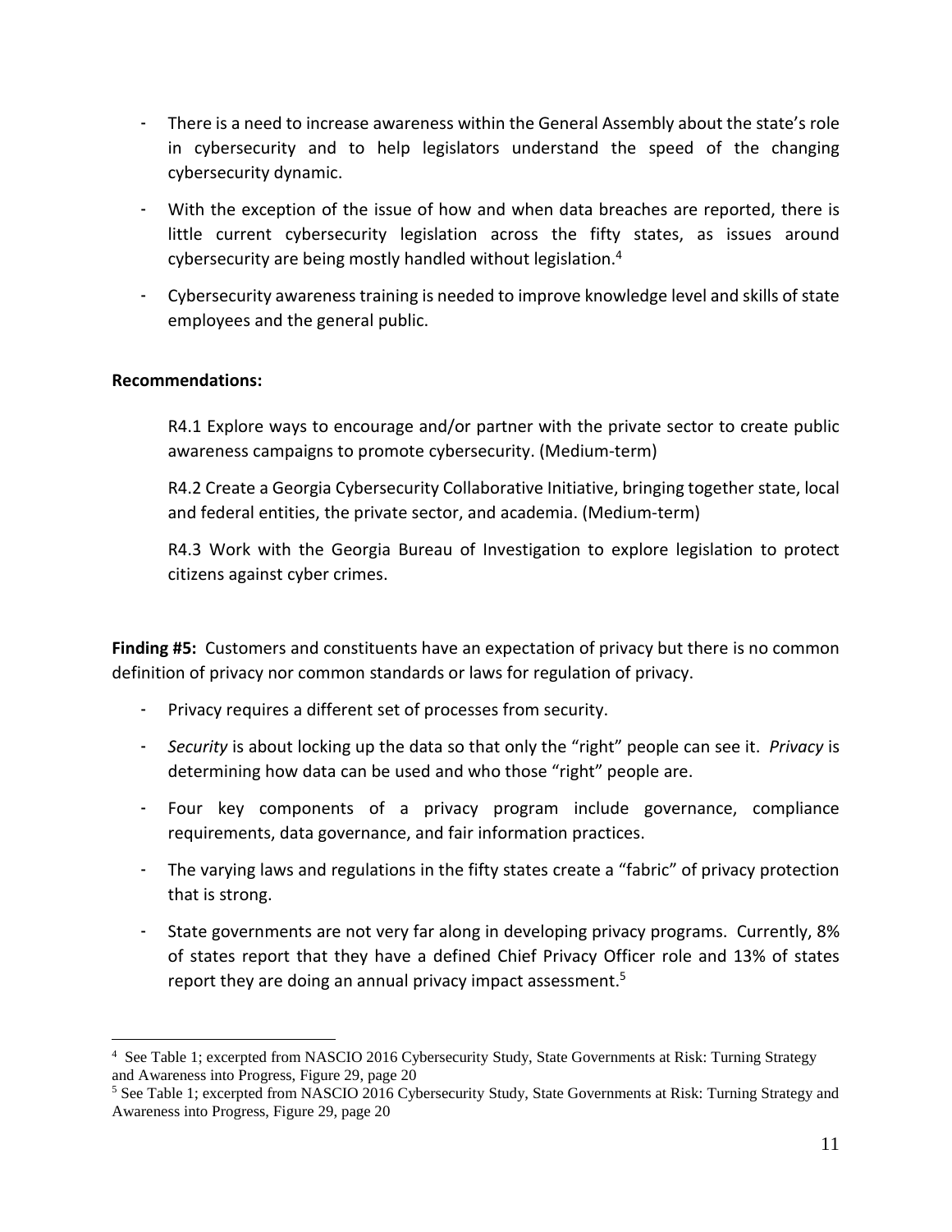- There is a need to increase awareness within the General Assembly about the state's role in cybersecurity and to help legislators understand the speed of the changing cybersecurity dynamic.
- With the exception of the issue of how and when data breaches are reported, there is little current cybersecurity legislation across the fifty states, as issues around cybersecurity are being mostly handled without legislation.[4]
- Cybersecurity awareness training is needed to improve knowledge level and skills of state employees and the general public.

**Recommendations:**

R4.1 Explore ways to encourage and/or partner with the private sector to create public awareness campaigns to promote cybersecurity. (Medium-term)

R4.2 Create a Georgia Cybersecurity Collaborative Initiative, bringing together state, local and federal entities, the private sector, and academia. (Medium-term)

R4.3 Work with the Georgia Bureau of Investigation to explore legislation to protect citizens against cyber crimes.

**Finding #5:** Customers and constituents have an expectation of privacy but there is no common definition of privacy nor common standards or laws for regulation of privacy.

- Privacy requires a different set of processes from security.
- *Security* is about locking up the data so that only the "right" people can see it. *Privacy* is determining how data can be used and who those "right" people are.
- Four key components of a privacy program include governance, compliance requirements, data governance, and fair information practices.
- The varying laws and regulations in the fifty states create a "fabric" of privacy protection that is strong.
- State governments are not very far along in developing privacy programs. Currently, 8% of states report that they have a defined Chief Privacy Officer role and 13% of states report they are doing an annual privacy impact assessment.[5]

---

[4] See Table 1; excerpted from NASCIO 2016 Cybersecurity Study, State Governments at Risk: Turning Strategy and Awareness into Progress, Figure 29, page 20

[5] See Table 1; excerpted from NASCIO 2016 Cybersecurity Study, State Governments at Risk: Turning Strategy and Awareness into Progress, Figure 29, page 20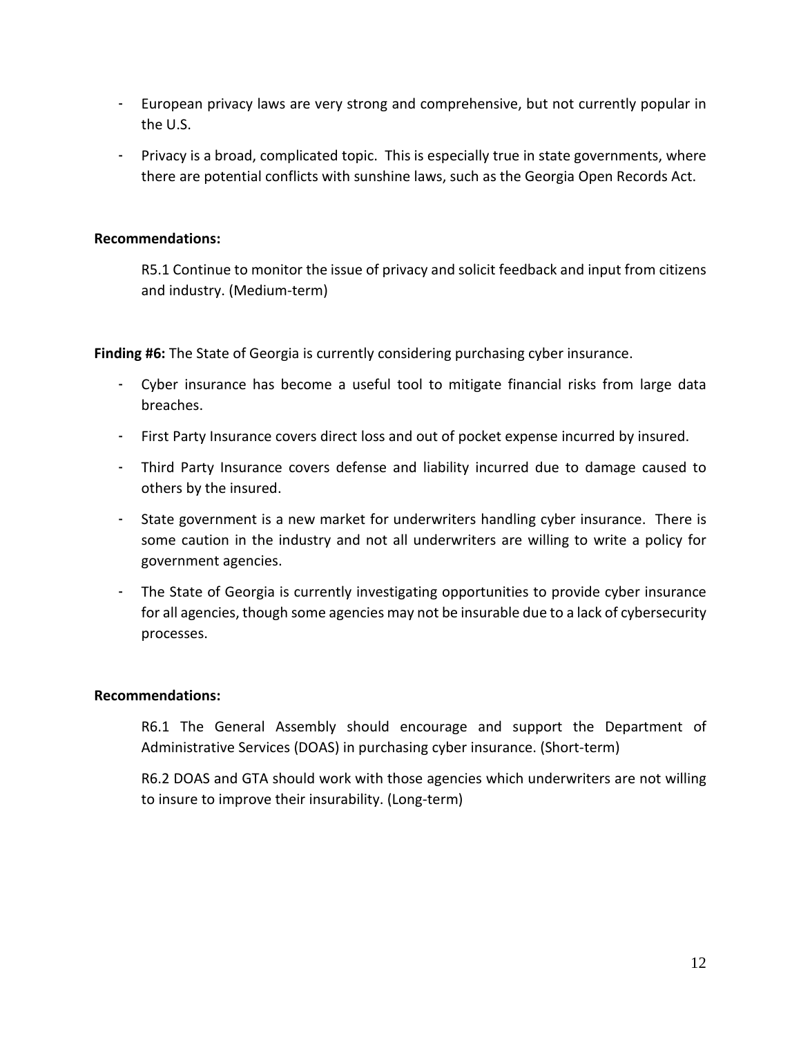- European privacy laws are very strong and comprehensive, but not currently popular in the U.S.
- Privacy is a broad, complicated topic. This is especially true in state governments, where there are potential conflicts with sunshine laws, such as the Georgia Open Records Act.

**Recommendations:**

R5.1 Continue to monitor the issue of privacy and solicit feedback and input from citizens and industry. (Medium-term)

**Finding #6:** The State of Georgia is currently considering purchasing cyber insurance.

- Cyber insurance has become a useful tool to mitigate financial risks from large data breaches.
- First Party Insurance covers direct loss and out of pocket expense incurred by insured.
- Third Party Insurance covers defense and liability incurred due to damage caused to others by the insured.
- State government is a new market for underwriters handling cyber insurance. There is some caution in the industry and not all underwriters are willing to write a policy for government agencies.
- The State of Georgia is currently investigating opportunities to provide cyber insurance for all agencies, though some agencies may not be insurable due to a lack of cybersecurity processes.

**Recommendations:**

R6.1 The General Assembly should encourage and support the Department of Administrative Services (DOAS) in purchasing cyber insurance. (Short-term)

R6.2 DOAS and GTA should work with those agencies which underwriters are not willing to insure to improve their insurability. (Long-term)